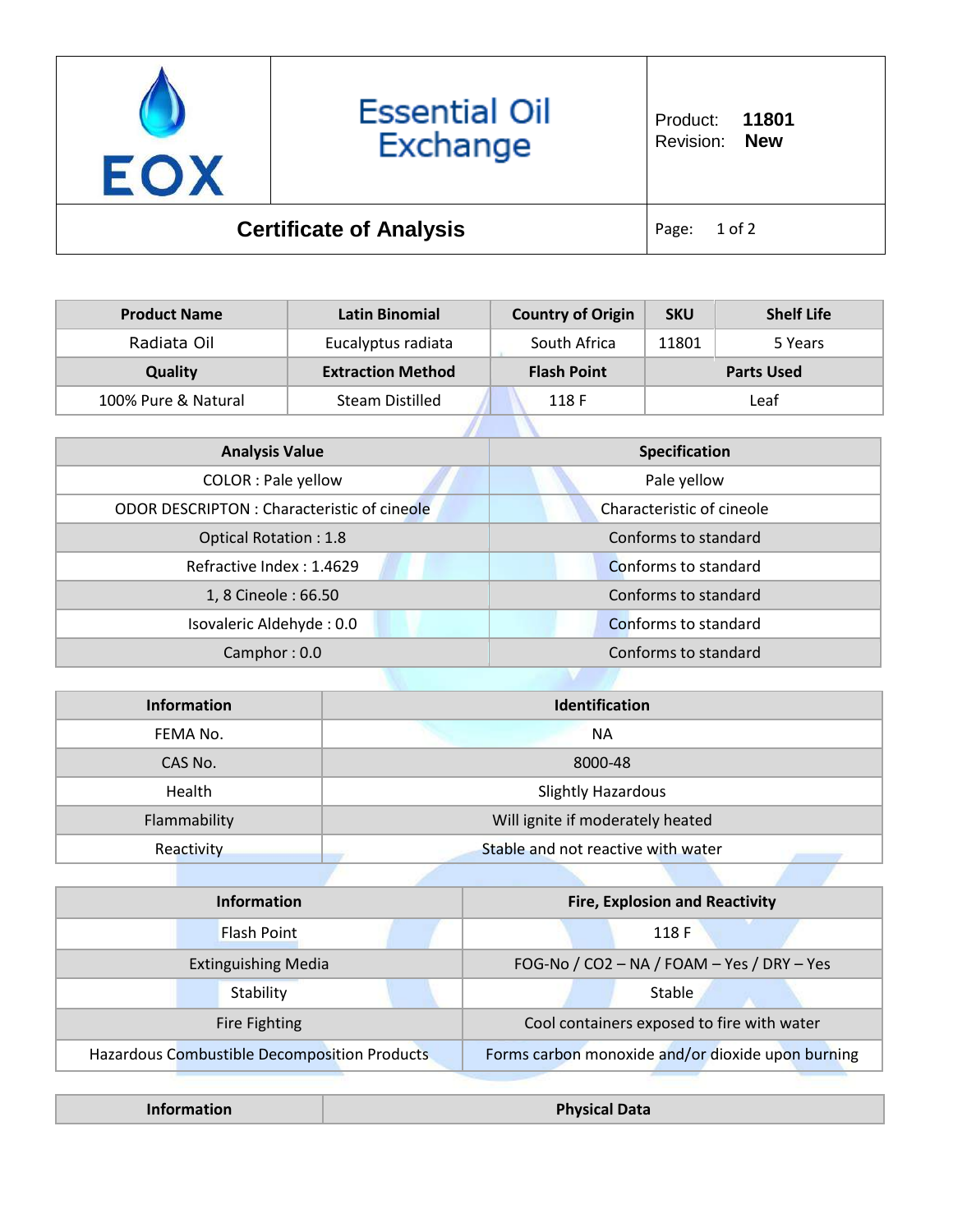| EOX | Essential Oil Exchange | Product: **11801** Revision: **New** |
|---|---|---|

# Certificate of Analysis

| Product Name | Latin Binomial | Country of Origin | SKU | Shelf Life |
|---|---|---|---|---|
| Radiata Oil | Eucalyptus radiata | South Africa | 11801 | 5 Years |
| **Quality** | **Extraction Method** | **Flash Point** | **Parts Used** | |
| 100% Pure & Natural | Steam Distilled | 118 F | Leaf | |

| Analysis Value | Specification |
|---|---|
| COLOR : Pale yellow | Pale yellow |
| ODOR DESCRIPTON : Characteristic of cineole | Characteristic of cineole |
| Optical Rotation : 1.8 | Conforms to standard |
| Refractive Index : 1.4629 | Conforms to standard |
| 1, 8 Cineole : 66.50 | Conforms to standard |
| Isovaleric Aldehyde : 0.0 | Conforms to standard |
| Camphor : 0.0 | Conforms to standard |

| Information | Identification |
|---|---|
| FEMA No. | NA |
| CAS No. | 8000-48 |
| Health | Slightly Hazardous |
| Flammability | Will ignite if moderately heated |
| Reactivity | Stable and not reactive with water |

| Information | Fire, Explosion and Reactivity |
|---|---|
| Flash Point | 118 F |
| Extinguishing Media | FOG-No / CO2 – NA / FOAM – Yes / DRY – Yes |
| Stability | Stable |
| Fire Fighting | Cool containers exposed to fire with water |
| Hazardous Combustible Decomposition Products | Forms carbon monoxide and/or dioxide upon burning |

| Information | Physical Data |
|---|---|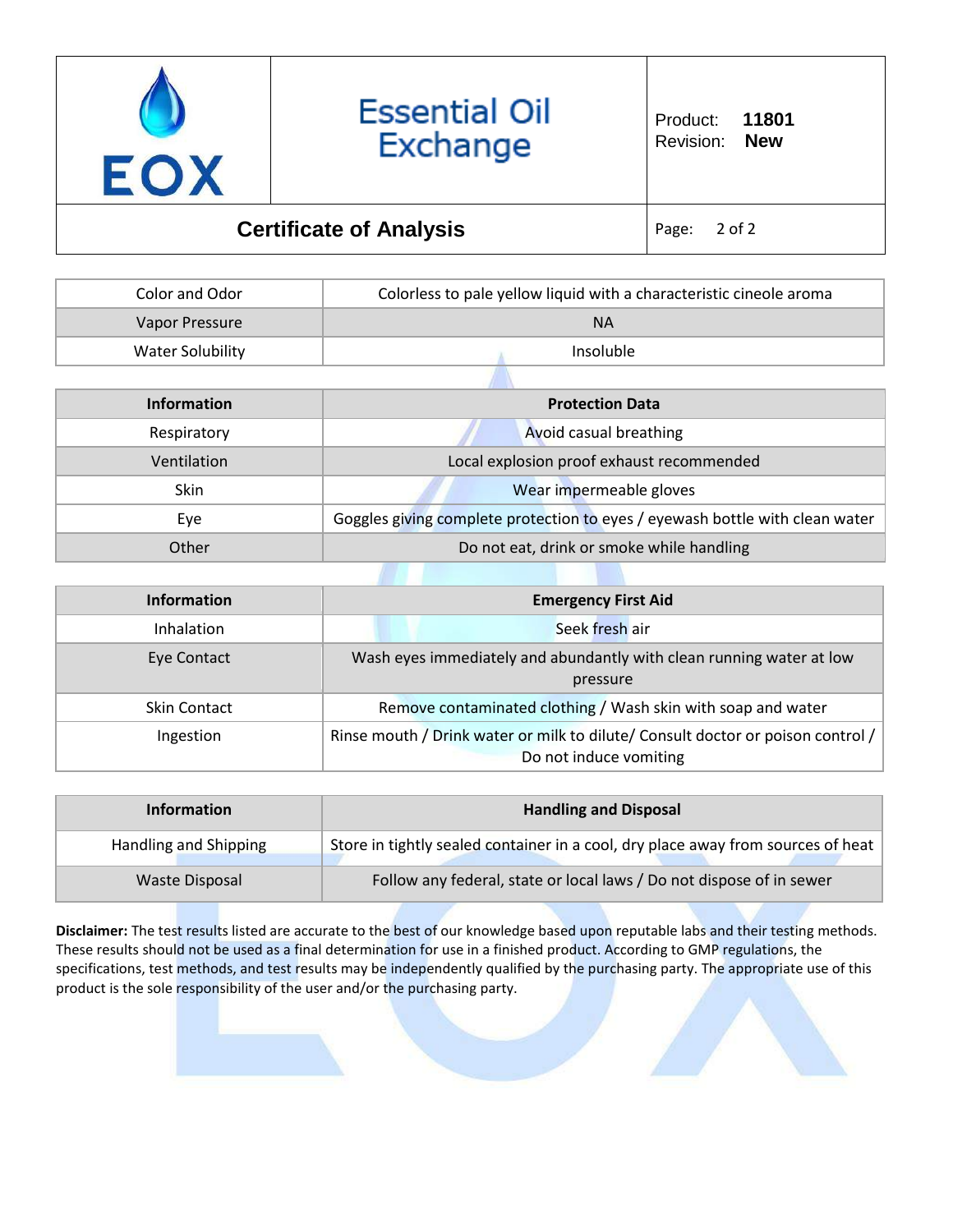| | |
|---|---|
| Color and Odor | Colorless to pale yellow liquid with a characteristic cineole aroma |
| Vapor Pressure | NA |
| Water Solubility | Insoluble |

| Information | Protection Data |
|---|---|
| Respiratory | Avoid casual breathing |
| Ventilation | Local explosion proof exhaust recommended |
| Skin | Wear impermeable gloves |
| Eye | Goggles giving complete protection to eyes / eyewash bottle with clean water |
| Other | Do not eat, drink or smoke while handling |

| Information | Emergency First Aid |
|---|---|
| Inhalation | Seek fresh air |
| Eye Contact | Wash eyes immediately and abundantly with clean running water at low pressure |
| Skin Contact | Remove contaminated clothing / Wash skin with soap and water |
| Ingestion | Rinse mouth / Drink water or milk to dilute/ Consult doctor or poison control / Do not induce vomiting |

| Information | Handling and Disposal |
|---|---|
| Handling and Shipping | Store in tightly sealed container in a cool, dry place away from sources of heat |
| Waste Disposal | Follow any federal, state or local laws / Do not dispose of in sewer |

**Disclaimer:** The test results listed are accurate to the best of our knowledge based upon reputable labs and their testing methods. These results should not be used as a final determination for use in a finished product. According to GMP regulations, the specifications, test methods, and test results may be independently qualified by the purchasing party. The appropriate use of this product is the sole responsibility of the user and/or the purchasing party.